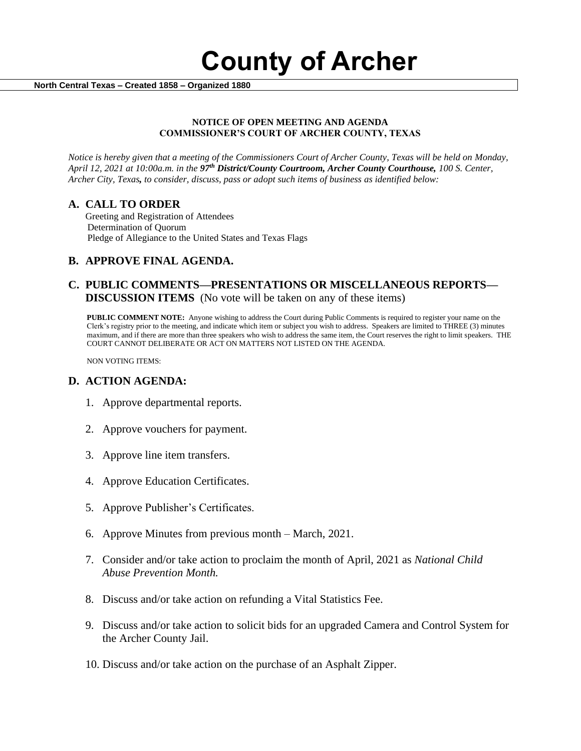# County of Archer

**North Central Texas – Created 1858 – Organized 1880**

**NOTICE OF OPEN MEETING AND AGENDA**
**COMMISSIONER'S COURT OF ARCHER COUNTY, TEXAS**

*Notice is hereby given that a meeting of the Commissioners Court of Archer County, Texas will be held on Monday, April 12, 2021 at 10:00a.m. in the **97th District/County Courtroom, Archer County Courthouse,** 100 S. Center, Archer City, Texas**,** to consider, discuss, pass or adopt such items of business as identified below:*

## A. CALL TO ORDER

Greeting and Registration of Attendees
Determination of Quorum
Pledge of Allegiance to the United States and Texas Flags

## B. APPROVE FINAL AGENDA.

## C. PUBLIC COMMENTS—PRESENTATIONS OR MISCELLANEOUS REPORTS—DISCUSSION ITEMS (No vote will be taken on any of these items)

**PUBLIC COMMENT NOTE:** Anyone wishing to address the Court during Public Comments is required to register your name on the Clerk's registry prior to the meeting, and indicate which item or subject you wish to address. Speakers are limited to THREE (3) minutes maximum, and if there are more than three speakers who wish to address the same item, the Court reserves the right to limit speakers. THE COURT CANNOT DELIBERATE OR ACT ON MATTERS NOT LISTED ON THE AGENDA.

NON VOTING ITEMS:

## D. ACTION AGENDA:

1. Approve departmental reports.
2. Approve vouchers for payment.
3. Approve line item transfers.
4. Approve Education Certificates.
5. Approve Publisher's Certificates.
6. Approve Minutes from previous month – March, 2021.
7. Consider and/or take action to proclaim the month of April, 2021 as *National Child Abuse Prevention Month.*
8. Discuss and/or take action on refunding a Vital Statistics Fee.
9. Discuss and/or take action to solicit bids for an upgraded Camera and Control System for the Archer County Jail.
10. Discuss and/or take action on the purchase of an Asphalt Zipper.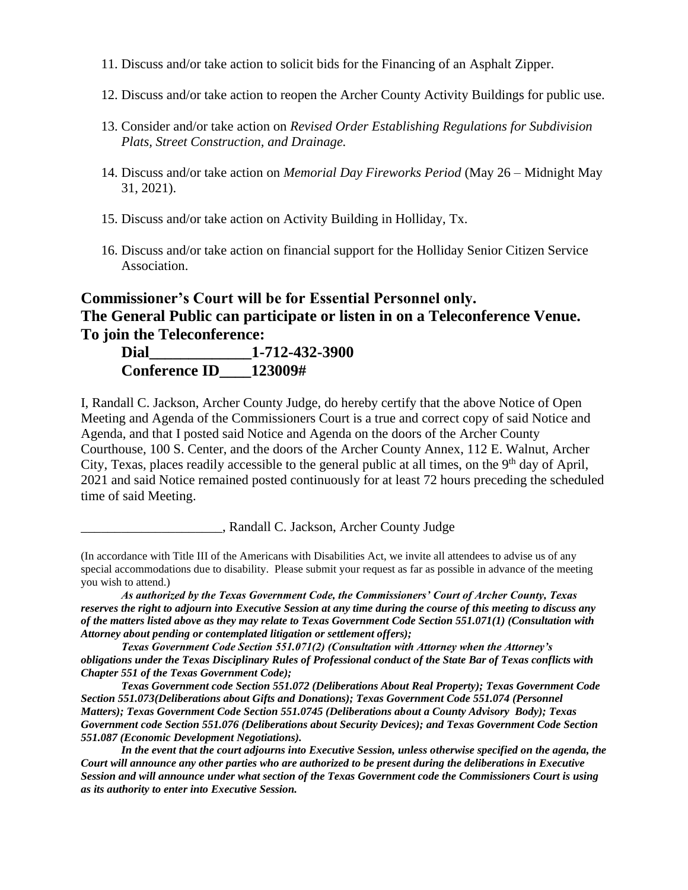11. Discuss and/or take action to solicit bids for the Financing of an Asphalt Zipper.

12. Discuss and/or take action to reopen the Archer County Activity Buildings for public use.

13. Consider and/or take action on *Revised Order Establishing Regulations for Subdivision Plats, Street Construction, and Drainage.*

14. Discuss and/or take action on *Memorial Day Fireworks Period* (May 26 – Midnight May 31, 2021).

15. Discuss and/or take action on Activity Building in Holliday, Tx.

16. Discuss and/or take action on financial support for the Holliday Senior Citizen Service Association.

**Commissioner's Court will be for Essential Personnel only.**
**The General Public can participate or listen in on a Teleconference Venue.**
**To join the Teleconference:**

**Dial_____________1-712-432-3900**
**Conference ID____123009#**

I, Randall C. Jackson, Archer County Judge, do hereby certify that the above Notice of Open Meeting and Agenda of the Commissioners Court is a true and correct copy of said Notice and Agenda, and that I posted said Notice and Agenda on the doors of the Archer County Courthouse, 100 S. Center, and the doors of the Archer County Annex, 112 E. Walnut, Archer City, Texas, places readily accessible to the general public at all times, on the 9th day of April, 2021 and said Notice remained posted continuously for at least 72 hours preceding the scheduled time of said Meeting.

_____________________, Randall C. Jackson, Archer County Judge

(In accordance with Title III of the Americans with Disabilities Act, we invite all attendees to advise us of any special accommodations due to disability. Please submit your request as far as possible in advance of the meeting you wish to attend.)

***As authorized by the Texas Government Code, the Commissioners' Court of Archer County, Texas reserves the right to adjourn into Executive Session at any time during the course of this meeting to discuss any of the matters listed above as they may relate to Texas Government Code Section 551.071(1) (Consultation with Attorney about pending or contemplated litigation or settlement offers);***

***Texas Government Code Section 551.071(2) (Consultation with Attorney when the Attorney's obligations under the Texas Disciplinary Rules of Professional conduct of the State Bar of Texas conflicts with Chapter 551 of the Texas Government Code);***

***Texas Government code Section 551.072 (Deliberations About Real Property); Texas Government Code Section 551.073(Deliberations about Gifts and Donations); Texas Government Code 551.074 (Personnel Matters); Texas Government Code Section 551.0745 (Deliberations about a County Advisory Body); Texas Government code Section 551.076 (Deliberations about Security Devices); and Texas Government Code Section 551.087 (Economic Development Negotiations).***

***In the event that the court adjourns into Executive Session, unless otherwise specified on the agenda, the Court will announce any other parties who are authorized to be present during the deliberations in Executive Session and will announce under what section of the Texas Government code the Commissioners Court is using as its authority to enter into Executive Session.***